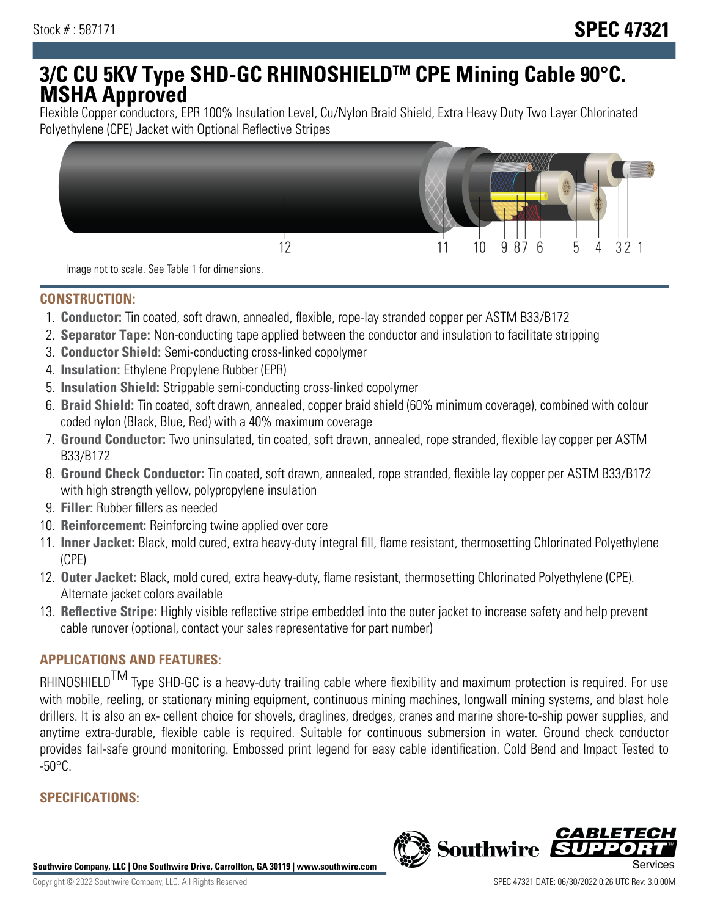Stock # : 587171

# SPEC 47321

# 3/C CU 5KV Type SHD-GC RHINOSHIELDTM CPE Mining Cable 90°C. MSHA Approved

Flexible Copper conductors, EPR 100% Insulation Level, Cu/Nylon Braid Shield, Extra Heavy Duty Two Layer Chlorinated Polyethylene (CPE) Jacket with Optional Reflective Stripes

12 11 10 9 8 7 6 5 4 3 2 1

Image not to scale. See Table 1 for dimensions.

## CONSTRUCTION:

1. **Conductor:** Tin coated, soft drawn, annealed, flexible, rope-lay stranded copper per ASTM B33/B172
2. **Separator Tape:** Non-conducting tape applied between the conductor and insulation to facilitate stripping
3. **Conductor Shield:** Semi-conducting cross-linked copolymer
4. **Insulation:** Ethylene Propylene Rubber (EPR)
5. **Insulation Shield:** Strippable semi-conducting cross-linked copolymer
6. **Braid Shield:** Tin coated, soft drawn, annealed, copper braid shield (60% minimum coverage), combined with colour coded nylon (Black, Blue, Red) with a 40% maximum coverage
7. **Ground Conductor:** Two uninsulated, tin coated, soft drawn, annealed, rope stranded, flexible lay copper per ASTM B33/B172
8. **Ground Check Conductor:** Tin coated, soft drawn, annealed, rope stranded, flexible lay copper per ASTM B33/B172 with high strength yellow, polypropylene insulation
9. **Filler:** Rubber fillers as needed
10. **Reinforcement:** Reinforcing twine applied over core
11. **Inner Jacket:** Black, mold cured, extra heavy-duty integral fill, flame resistant, thermosetting Chlorinated Polyethylene (CPE)
12. **Outer Jacket:** Black, mold cured, extra heavy-duty, flame resistant, thermosetting Chlorinated Polyethylene (CPE). Alternate jacket colors available
13. **Reflective Stripe:** Highly visible reflective stripe embedded into the outer jacket to increase safety and help prevent cable runover (optional, contact your sales representative for part number)

## APPLICATIONS AND FEATURES:

RHINOSHIELDTM Type SHD-GC is a heavy-duty trailing cable where flexibility and maximum protection is required. For use with mobile, reeling, or stationary mining equipment, continuous mining machines, longwall mining systems, and blast hole drillers. It is also an ex- cellent choice for shovels, draglines, dredges, cranes and marine shore-to-ship power supplies, and anytime extra-durable, flexible cable is required. Suitable for continuous submersion in water. Ground check conductor provides fail-safe ground monitoring. Embossed print legend for easy cable identification. Cold Bend and Impact Tested to -50°C.

## SPECIFICATIONS: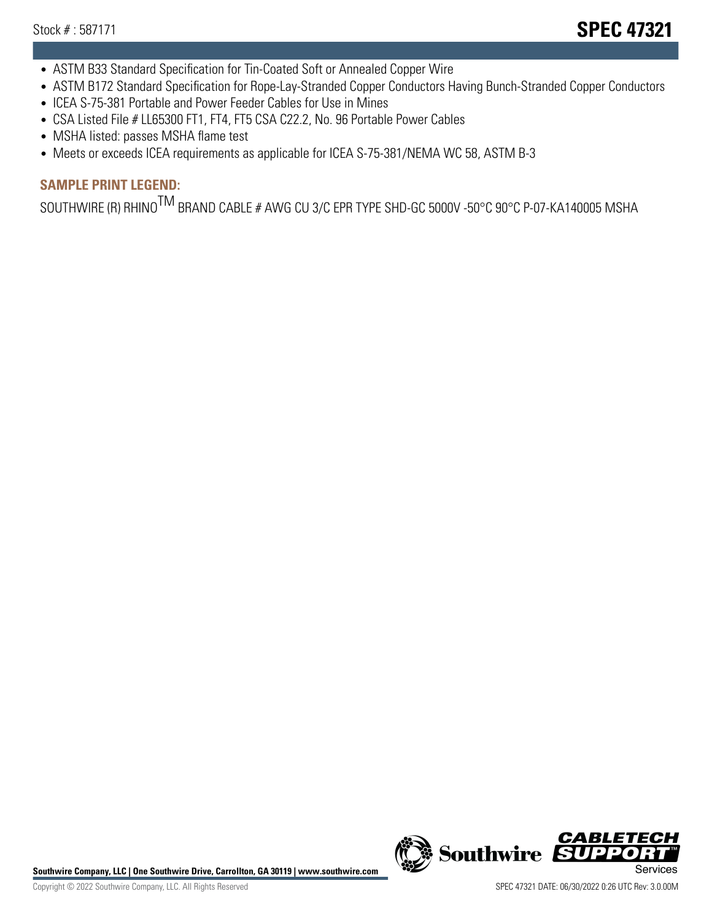- ASTM B33 Standard Specification for Tin-Coated Soft or Annealed Copper Wire
- ASTM B172 Standard Specification for Rope-Lay-Stranded Copper Conductors Having Bunch-Stranded Copper Conductors
- ICEA S-75-381 Portable and Power Feeder Cables for Use in Mines
- CSA Listed File # LL65300 FT1, FT4, FT5 CSA C22.2, No. 96 Portable Power Cables
- MSHA listed: passes MSHA flame test
- Meets or exceeds ICEA requirements as applicable for ICEA S-75-381/NEMA WC 58, ASTM B-3

## SAMPLE PRINT LEGEND:

SOUTHWIRE (R) RHINO$^{TM}$ BRAND CABLE # AWG CU 3/C EPR TYPE SHD-GC 5000V -50°C 90°C P-07-KA140005 MSHA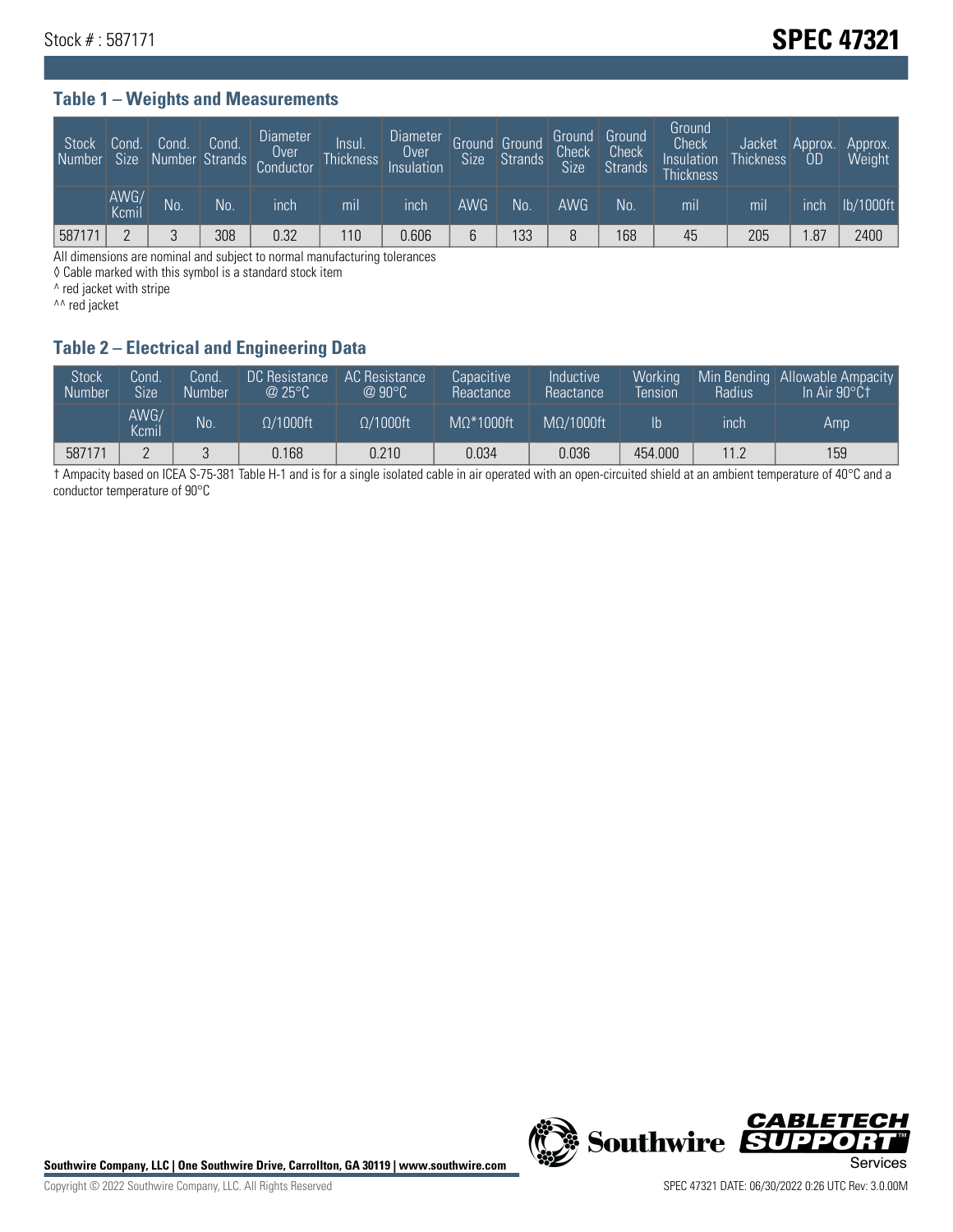Stock # : 587171

# SPEC 47321

### Table 1 – Weights and Measurements

| Stock Number | Cond. Size | Cond. Number | Cond. Strands | Diameter Over Conductor | Insul. Thickness | Diameter Over Insulation | Ground Size | Ground Strands | Ground Check Size | Ground Check Strands | Ground Check Insulation Thickness | Jacket Thickness | Approx. OD | Approx. Weight |
|---|---|---|---|---|---|---|---|---|---|---|---|---|---|---|
| | AWG/ Kcmil | No. | No. | inch | mil | inch | AWG | No. | AWG | No. | mil | mil | inch | lb/1000ft |
| 587171 | 2 | 3 | 308 | 0.32 | 110 | 0.606 | 6 | 133 | 8 | 168 | 45 | 205 | 1.87 | 2400 |

All dimensions are nominal and subject to normal manufacturing tolerances

◊ Cable marked with this symbol is a standard stock item

^ red jacket with stripe

^^ red jacket

### Table 2 – Electrical and Engineering Data

| Stock Number | Cond. Size | Cond. Number | DC Resistance @ 25°C | AC Resistance @ 90°C | Capacitive Reactance | Inductive Reactance | Working Tension | Min Bending Radius | Allowable Ampacity In Air 90°C† |
|---|---|---|---|---|---|---|---|---|---|
| | AWG/ Kcmil | No. | Ω/1000ft | Ω/1000ft | MΩ*1000ft | MΩ/1000ft | lb | inch | Amp |
| 587171 | 2 | 3 | 0.168 | 0.210 | 0.034 | 0.036 | 454.000 | 11.2 | 159 |

† Ampacity based on ICEA S-75-381 Table H-1 and is for a single isolated cable in air operated with an open-circuited shield at an ambient temperature of 40°C and a conductor temperature of 90°C

**Southwire Company, LLC | One Southwire Drive, Carrollton, GA 30119 | www.southwire.com**

Copyright © 2022 Southwire Company, LLC. All Rights Reserved

SPEC 47321 DATE: 06/30/2022 0:26 UTC Rev: 3.0.00M